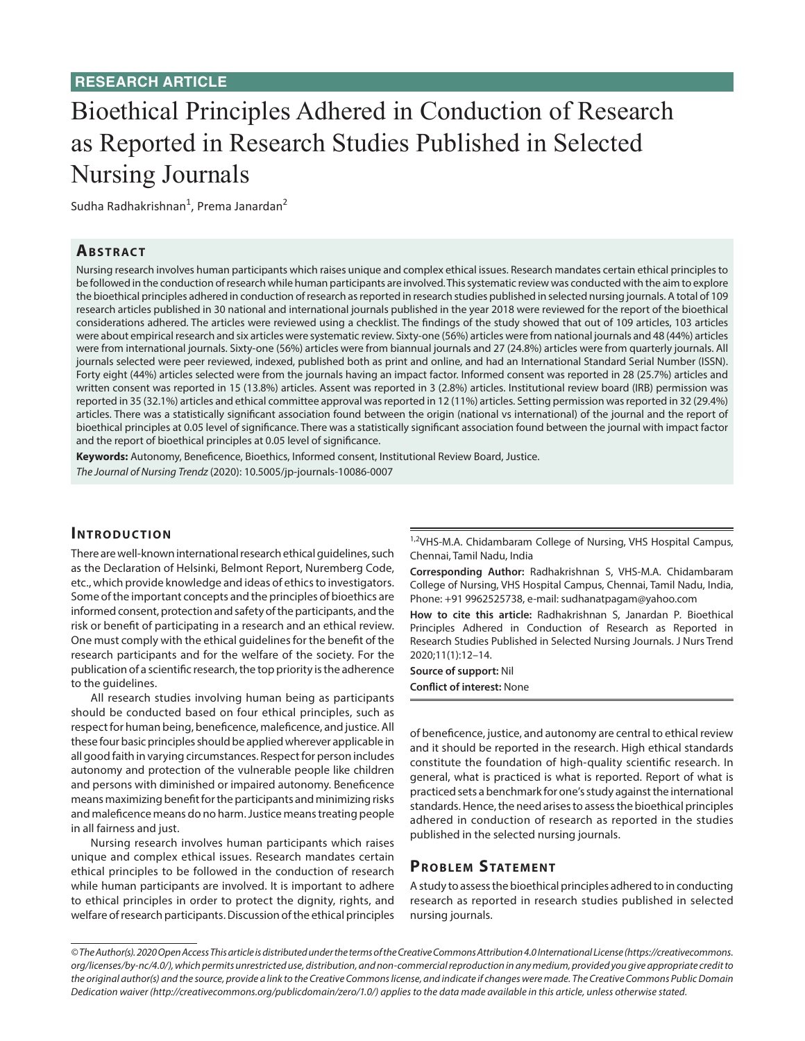RESEARCH ARTICLE

# Bioethical Principles Adhered in Conduction of Research as Reported in Research Studies Published in Selected Nursing Journals

Sudha Radhakrishnan[1], Prema Janardan[2]

## Abstract

Nursing research involves human participants which raises unique and complex ethical issues. Research mandates certain ethical principles to be followed in the conduction of research while human participants are involved. This systematic review was conducted with the aim to explore the bioethical principles adhered in conduction of research as reported in research studies published in selected nursing journals. A total of 109 research articles published in 30 national and international journals published in the year 2018 were reviewed for the report of the bioethical considerations adhered. The articles were reviewed using a checklist. The findings of the study showed that out of 109 articles, 103 articles were about empirical research and six articles were systematic review. Sixty-one (56%) articles were from national journals and 48 (44%) articles were from international journals. Sixty-one (56%) articles were from biannual journals and 27 (24.8%) articles were from quarterly journals. All journals selected were peer reviewed, indexed, published both as print and online, and had an International Standard Serial Number (ISSN). Forty eight (44%) articles selected were from the journals having an impact factor. Informed consent was reported in 28 (25.7%) articles and written consent was reported in 15 (13.8%) articles. Assent was reported in 3 (2.8%) articles. Institutional review board (IRB) permission was reported in 35 (32.1%) articles and ethical committee approval was reported in 12 (11%) articles. Setting permission was reported in 32 (29.4%) articles. There was a statistically significant association found between the origin (national vs international) of the journal and the report of bioethical principles at 0.05 level of significance. There was a statistically significant association found between the journal with impact factor and the report of bioethical principles at 0.05 level of significance.

**Keywords:** Autonomy, Beneficence, Bioethics, Informed consent, Institutional Review Board, Justice.

*The Journal of Nursing Trendz* (2020): 10.5005/jp-journals-10086-0007

## Introduction

There are well-known international research ethical guidelines, such as the Declaration of Helsinki, Belmont Report, Nuremberg Code, etc., which provide knowledge and ideas of ethics to investigators. Some of the important concepts and the principles of bioethics are informed consent, protection and safety of the participants, and the risk or benefit of participating in a research and an ethical review. One must comply with the ethical guidelines for the benefit of the research participants and for the welfare of the society. For the publication of a scientific research, the top priority is the adherence to the guidelines.

All research studies involving human being as participants should be conducted based on four ethical principles, such as respect for human being, beneficence, maleficence, and justice. All these four basic principles should be applied wherever applicable in all good faith in varying circumstances. Respect for person includes autonomy and protection of the vulnerable people like children and persons with diminished or impaired autonomy. Beneficence means maximizing benefit for the participants and minimizing risks and maleficence means do no harm. Justice means treating people in all fairness and just.

Nursing research involves human participants which raises unique and complex ethical issues. Research mandates certain ethical principles to be followed in the conduction of research while human participants are involved. It is important to adhere to ethical principles in order to protect the dignity, rights, and welfare of research participants. Discussion of the ethical principles of beneficence, justice, and autonomy are central to ethical review and it should be reported in the research. High ethical standards constitute the foundation of high-quality scientific research. In general, what is practiced is what is reported. Report of what is practiced sets a benchmark for one's study against the international standards. Hence, the need arises to assess the bioethical principles adhered in conduction of research as reported in the studies published in the selected nursing journals.

[1,2]VHS-M.A. Chidambaram College of Nursing, VHS Hospital Campus, Chennai, Tamil Nadu, India

**Corresponding Author:** Radhakrishnan S, VHS-M.A. Chidambaram College of Nursing, VHS Hospital Campus, Chennai, Tamil Nadu, India, Phone: +91 9962525738, e-mail: sudhanatpagam@yahoo.com

**How to cite this article:** Radhakrishnan S, Janardan P. Bioethical Principles Adhered in Conduction of Research as Reported in Research Studies Published in Selected Nursing Journals. J Nurs Trend 2020;11(1):12–14.

**Source of support:** Nil

**Conflict of interest:** None

## Problem Statement

A study to assess the bioethical principles adhered to in conducting research as reported in research studies published in selected nursing journals.

*© The Author(s). 2020 Open Access This article is distributed under the terms of the Creative Commons Attribution 4.0 International License (https://creativecommons.org/licenses/by-nc/4.0/), which permits unrestricted use, distribution, and non-commercial reproduction in any medium, provided you give appropriate credit to the original author(s) and the source, provide a link to the Creative Commons license, and indicate if changes were made. The Creative Commons Public Domain Dedication waiver (http://creativecommons.org/publicdomain/zero/1.0/) applies to the data made available in this article, unless otherwise stated.*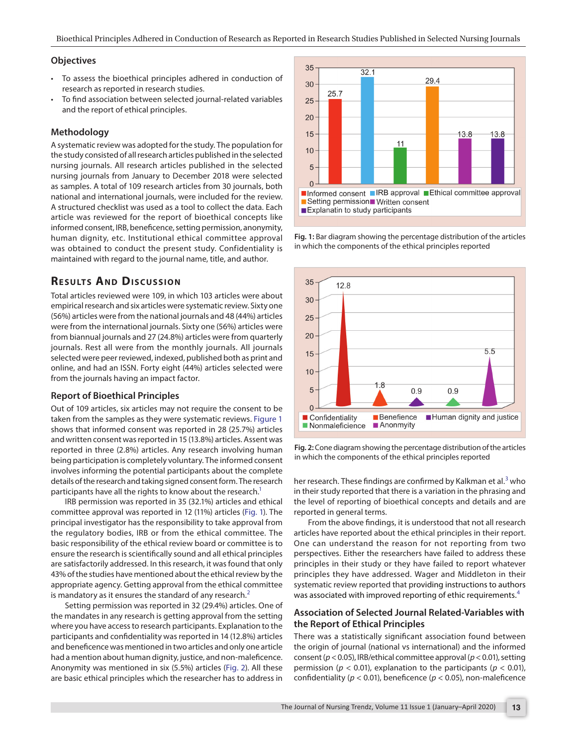## Objectives

- To assess the bioethical principles adhered in conduction of research as reported in research studies.
- To find association between selected journal-related variables and the report of ethical principles.

## Methodology

A systematic review was adopted for the study. The population for the study consisted of all research articles published in the selected nursing journals. All research articles published in the selected nursing journals from January to December 2018 were selected as samples. A total of 109 research articles from 30 journals, both national and international journals, were included for the review. A structured checklist was used as a tool to collect the data. Each article was reviewed for the report of bioethical concepts like informed consent, IRB, beneficence, setting permission, anonymity, human dignity, etc. Institutional ethical committee approval was obtained to conduct the present study. Confidentiality is maintained with regard to the journal name, title, and author.

# Results And Discussion

Total articles reviewed were 109, in which 103 articles were about empirical research and six articles were systematic review. Sixty one (56%) articles were from the national journals and 48 (44%) articles were from the international journals. Sixty one (56%) articles were from biannual journals and 27 (24.8%) articles were from quarterly journals. Rest all were from the monthly journals. All journals selected were peer reviewed, indexed, published both as print and online, and had an ISSN. Forty eight (44%) articles selected were from the journals having an impact factor.

## Report of Bioethical Principles

Out of 109 articles, six articles may not require the consent to be taken from the samples as they were systematic reviews. Figure 1 shows that informed consent was reported in 28 (25.7%) articles and written consent was reported in 15 (13.8%) articles. Assent was reported in three (2.8%) articles. Any research involving human being participation is completely voluntary. The informed consent involves informing the potential participants about the complete details of the research and taking signed consent form. The research participants have all the rights to know about the research.[1]

IRB permission was reported in 35 (32.1%) articles and ethical committee approval was reported in 12 (11%) articles (Fig. 1). The principal investigator has the responsibility to take approval from the regulatory bodies, IRB or from the ethical committee. The basic responsibility of the ethical review board or committee is to ensure the research is scientifically sound and all ethical principles are satisfactorily addressed. In this research, it was found that only 43% of the studies have mentioned about the ethical review by the appropriate agency. Getting approval from the ethical committee is mandatory as it ensures the standard of any research.[2]

Setting permission was reported in 32 (29.4%) articles. One of the mandates in any research is getting approval from the setting where you have access to research participants. Explanation to the participants and confidentiality was reported in 14 (12.8%) articles and beneficence was mentioned in two articles and only one article had a mention about human dignity, justice, and non-maleficence. Anonymity was mentioned in six (5.5%) articles (Fig. 2). All these are basic ethical principles which the researcher has to address in

35
30
25
20
15
10
5
0
25.7
32.1
11
29.4
13.8
13.8
Informed consent
IRB approval
Ethical committee approval
Setting permission
Written consent
Explanatin to study participants

**Fig. 1:** Bar diagram showing the percentage distribution of the articles in which the components of the ethical principles reported

35
30
25
20
15
10
5
0
12.8
1.8
0.9
0.9
5.5
Confidentiality
Beneficence
Human dignity and justice
Nonmaleficence
Anonmyity

**Fig. 2:** Cone diagram showing the percentage distribution of the articles in which the components of the ethical principles reported

her research. These findings are confirmed by Kalkman et al.[3] who in their study reported that there is a variation in the phrasing and the level of reporting of bioethical concepts and details and are reported in general terms.

From the above findings, it is understood that not all research articles have reported about the ethical principles in their report. One can understand the reason for not reporting from two perspectives. Either the researchers have failed to address these principles in their study or they have failed to report whatever principles they have addressed. Wager and Middleton in their systematic review reported that providing instructions to authors was associated with improved reporting of ethic requirements.[4]

## Association of Selected Journal Related-Variables with the Report of Ethical Principles

There was a statistically significant association found between the origin of journal (national vs international) and the informed consent ($p < 0.05$), IRB/ethical committee approval ($p < 0.01$), setting permission ($p < 0.01$), explanation to the participants ($p < 0.01$), confidentiality ($p < 0.01$), beneficence ($p < 0.05$), non-maleficence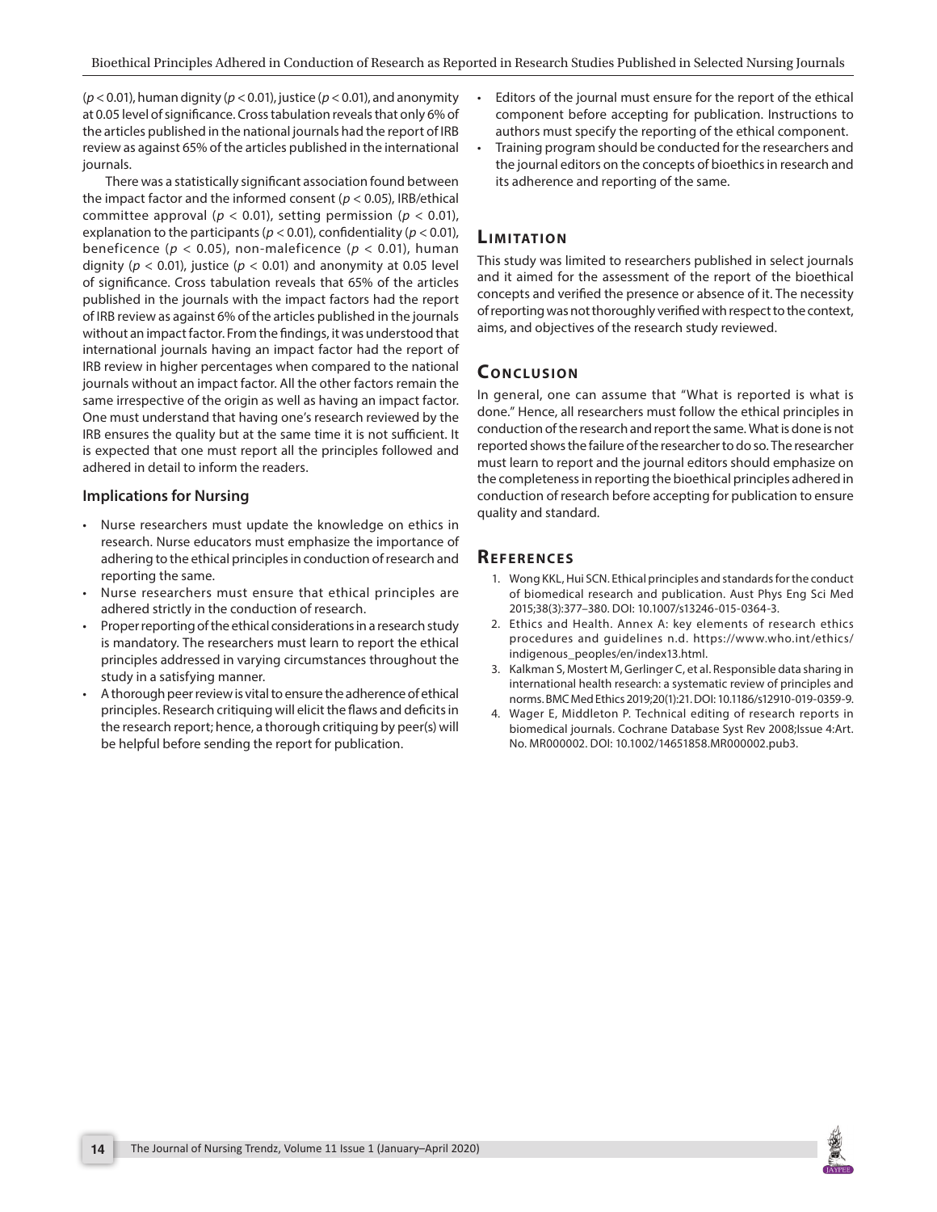($p < 0.01$), human dignity ($p < 0.01$), justice ($p < 0.01$), and anonymity at 0.05 level of significance. Cross tabulation reveals that only 6% of the articles published in the national journals had the report of IRB review as against 65% of the articles published in the international journals.

There was a statistically significant association found between the impact factor and the informed consent ($p < 0.05$), IRB/ethical committee approval ($p < 0.01$), setting permission ($p < 0.01$), explanation to the participants ($p < 0.01$), confidentiality ($p < 0.01$), beneficence ($p < 0.05$), non-maleficence ($p < 0.01$), human dignity ($p < 0.01$), justice ($p < 0.01$) and anonymity at 0.05 level of significance. Cross tabulation reveals that 65% of the articles published in the journals with the impact factors had the report of IRB review as against 6% of the articles published in the journals without an impact factor. From the findings, it was understood that international journals having an impact factor had the report of IRB review in higher percentages when compared to the national journals without an impact factor. All the other factors remain the same irrespective of the origin as well as having an impact factor. One must understand that having one's research reviewed by the IRB ensures the quality but at the same time it is not sufficient. It is expected that one must report all the principles followed and adhered in detail to inform the readers.

### Implications for Nursing

- Nurse researchers must update the knowledge on ethics in research. Nurse educators must emphasize the importance of adhering to the ethical principles in conduction of research and reporting the same.
- Nurse researchers must ensure that ethical principles are adhered strictly in the conduction of research.
- Proper reporting of the ethical considerations in a research study is mandatory. The researchers must learn to report the ethical principles addressed in varying circumstances throughout the study in a satisfying manner.
- A thorough peer review is vital to ensure the adherence of ethical principles. Research critiquing will elicit the flaws and deficits in the research report; hence, a thorough critiquing by peer(s) will be helpful before sending the report for publication.
- Editors of the journal must ensure for the report of the ethical component before accepting for publication. Instructions to authors must specify the reporting of the ethical component.
- Training program should be conducted for the researchers and the journal editors on the concepts of bioethics in research and its adherence and reporting of the same.

## Limitation

This study was limited to researchers published in select journals and it aimed for the assessment of the report of the bioethical concepts and verified the presence or absence of it. The necessity of reporting was not thoroughly verified with respect to the context, aims, and objectives of the research study reviewed.

## Conclusion

In general, one can assume that "What is reported is what is done." Hence, all researchers must follow the ethical principles in conduction of the research and report the same. What is done is not reported shows the failure of the researcher to do so. The researcher must learn to report and the journal editors should emphasize on the completeness in reporting the bioethical principles adhered in conduction of research before accepting for publication to ensure quality and standard.

## References

1. Wong KKL, Hui SCN. Ethical principles and standards for the conduct of biomedical research and publication. Aust Phys Eng Sci Med 2015;38(3):377–380. DOI: 10.1007/s13246-015-0364-3.
2. Ethics and Health. Annex A: key elements of research ethics procedures and guidelines n.d. https://www.who.int/ethics/indigenous_peoples/en/index13.html.
3. Kalkman S, Mostert M, Gerlinger C, et al. Responsible data sharing in international health research: a systematic review of principles and norms. BMC Med Ethics 2019;20(1):21. DOI: 10.1186/s12910-019-0359-9.
4. Wager E, Middleton P. Technical editing of research reports in biomedical journals. Cochrane Database Syst Rev 2008;Issue 4:Art. No. MR000002. DOI: 10.1002/14651858.MR000002.pub3.